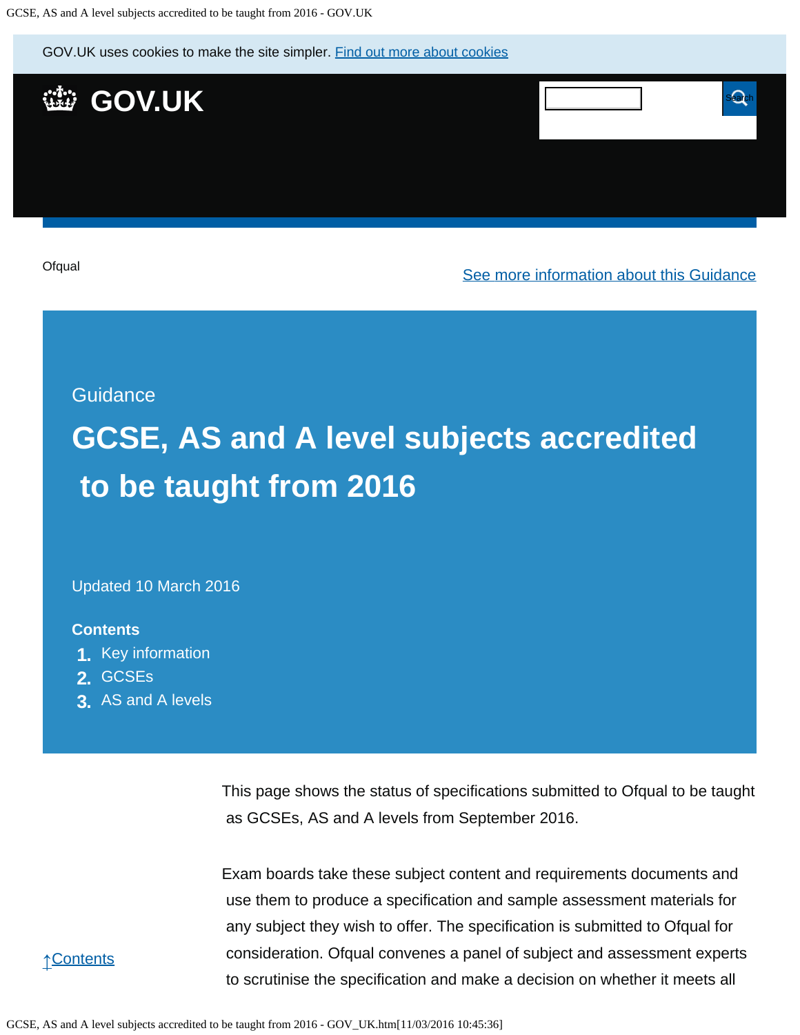GOV.UK uses cookies to make the site simpler. Find out more about cookies

GOV.UK

Ofqual

See more information about this Guidance

Guidance

# GCSE, AS and A level subjects accredited to be taught from 2016

Updated 10 March 2016

**Contents**

1. Key information
2. GCSEs
3. AS and A levels

This page shows the status of specifications submitted to Ofqual to be taught as GCSEs, AS and A levels from September 2016.

Exam boards take these subject content and requirements documents and use them to produce a specification and sample assessment materials for any subject they wish to offer. The specification is submitted to Ofqual for consideration. Ofqual convenes a panel of subject and assessment experts to scrutinise the specification and make a decision on whether it meets all

↑Contents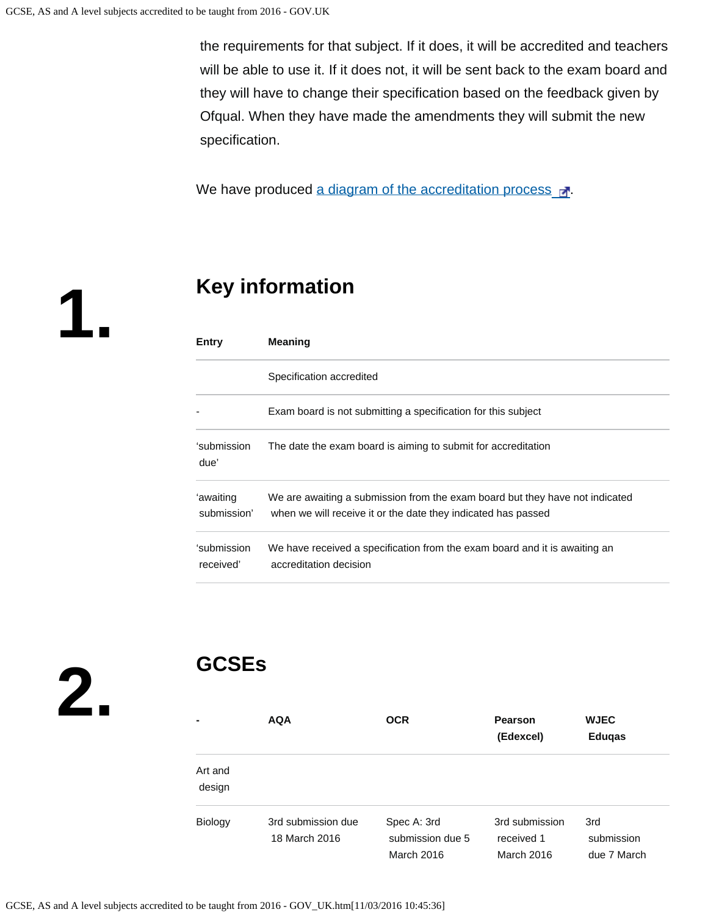the requirements for that subject. If it does, it will be accredited and teachers will be able to use it. If it does not, it will be sent back to the exam board and they will have to change their specification based on the feedback given by Ofqual. When they have made the amendments they will submit the new specification.

We have produced [a diagram of the accreditation process](#).

## 1. Key information

| Entry | Meaning |
|---|---|
| | Specification accredited |
| - | Exam board is not submitting a specification for this subject |
| 'submission due' | The date the exam board is aiming to submit for accreditation |
| 'awaiting submission' | We are awaiting a submission from the exam board but they have not indicated when we will receive it or the date they indicated has passed |
| 'submission received' | We have received a specification from the exam board and it is awaiting an accreditation decision |

## 2. GCSEs

| - | AQA | OCR | Pearson (Edexcel) | WJEC Eduqas |
|---|---|---|---|---|
| Art and design | | | | |
| Biology | 3rd submission due 18 March 2016 | Spec A: 3rd submission due 5 March 2016 | 3rd submission received 1 March 2016 | 3rd submission due 7 March |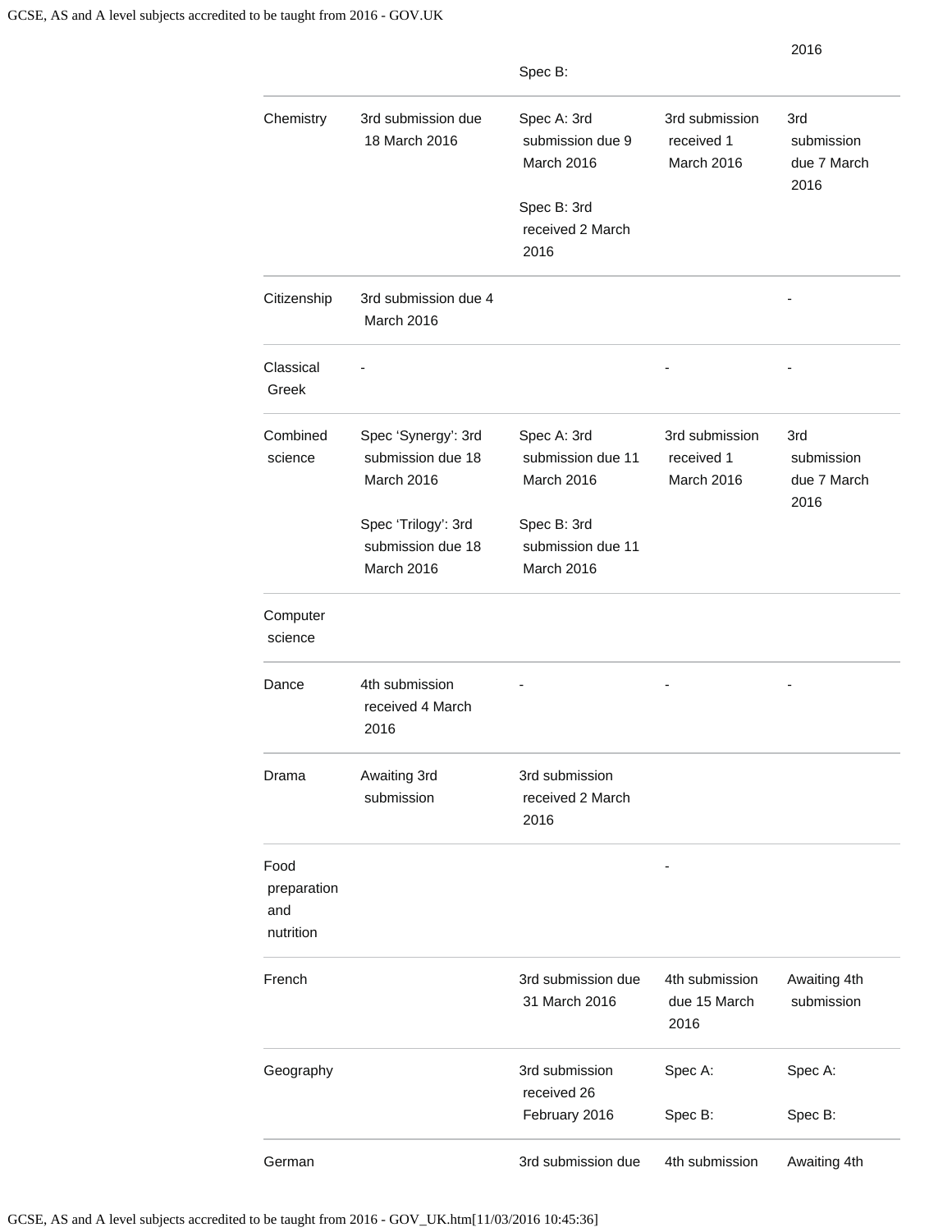| | | | | |
|---|---|---|---|---|
| | | Spec B: | | 2016 |
| Chemistry | 3rd submission due 18 March 2016 | Spec A: 3rd submission due 9 March 2016<br><br>Spec B: 3rd received 2 March 2016 | 3rd submission received 1 March 2016 | 3rd submission due 7 March 2016 |
| Citizenship | 3rd submission due 4 March 2016 | | | - |
| Classical Greek | - | | - | - |
| Combined science | Spec 'Synergy': 3rd submission due 18 March 2016<br><br>Spec 'Trilogy': 3rd submission due 18 March 2016 | Spec A: 3rd submission due 11 March 2016<br><br>Spec B: 3rd submission due 11 March 2016 | 3rd submission received 1 March 2016 | 3rd submission due 7 March 2016 |
| Computer science | | | | |
| Dance | 4th submission received 4 March 2016 | - | - | - |
| Drama | Awaiting 3rd submission | 3rd submission received 2 March 2016 | | |
| Food preparation and nutrition | | | - | |
| French | | 3rd submission due 31 March 2016 | 4th submission due 15 March 2016 | Awaiting 4th submission |
| Geography | | 3rd submission received 26 February 2016 | Spec A:<br><br>Spec B: | Spec A:<br><br>Spec B: |
| German | | 3rd submission due | 4th submission | Awaiting 4th |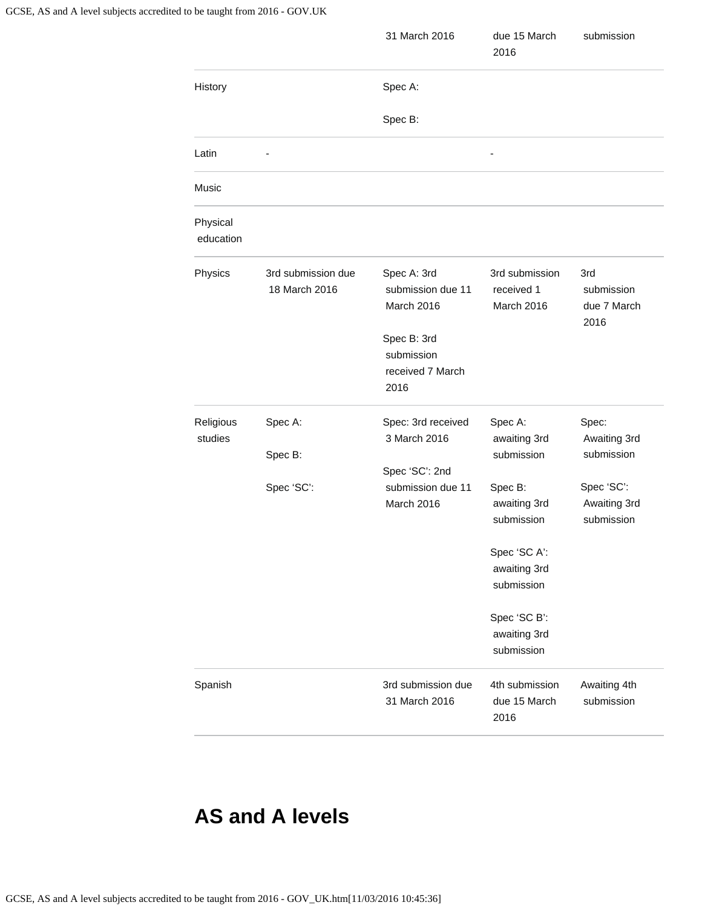| | | | | |
|---|---|---|---|---|
| | | 31 March 2016 | due 15 March 2016 | submission |
| History | | Spec A:<br><br>Spec B: | | |
| Latin | - | | - | |
| Music | | | | |
| Physical education | | | | |
| Physics | 3rd submission due 18 March 2016 | Spec A: 3rd submission due 11 March 2016<br><br>Spec B: 3rd submission received 7 March 2016 | 3rd submission received 1 March 2016 | 3rd submission due 7 March 2016 |
| Religious studies | Spec A:<br><br>Spec B:<br><br>Spec 'SC': | Spec: 3rd received 3 March 2016<br><br>Spec 'SC': 2nd submission due 11 March 2016 | Spec A: awaiting 3rd submission<br><br>Spec B: awaiting 3rd submission<br><br>Spec 'SC A': awaiting 3rd submission<br><br>Spec 'SC B': awaiting 3rd submission | Spec: Awaiting 3rd submission<br><br>Spec 'SC': Awaiting 3rd submission |
| Spanish | | 3rd submission due 31 March 2016 | 4th submission due 15 March 2016 | Awaiting 4th submission |

## AS and A levels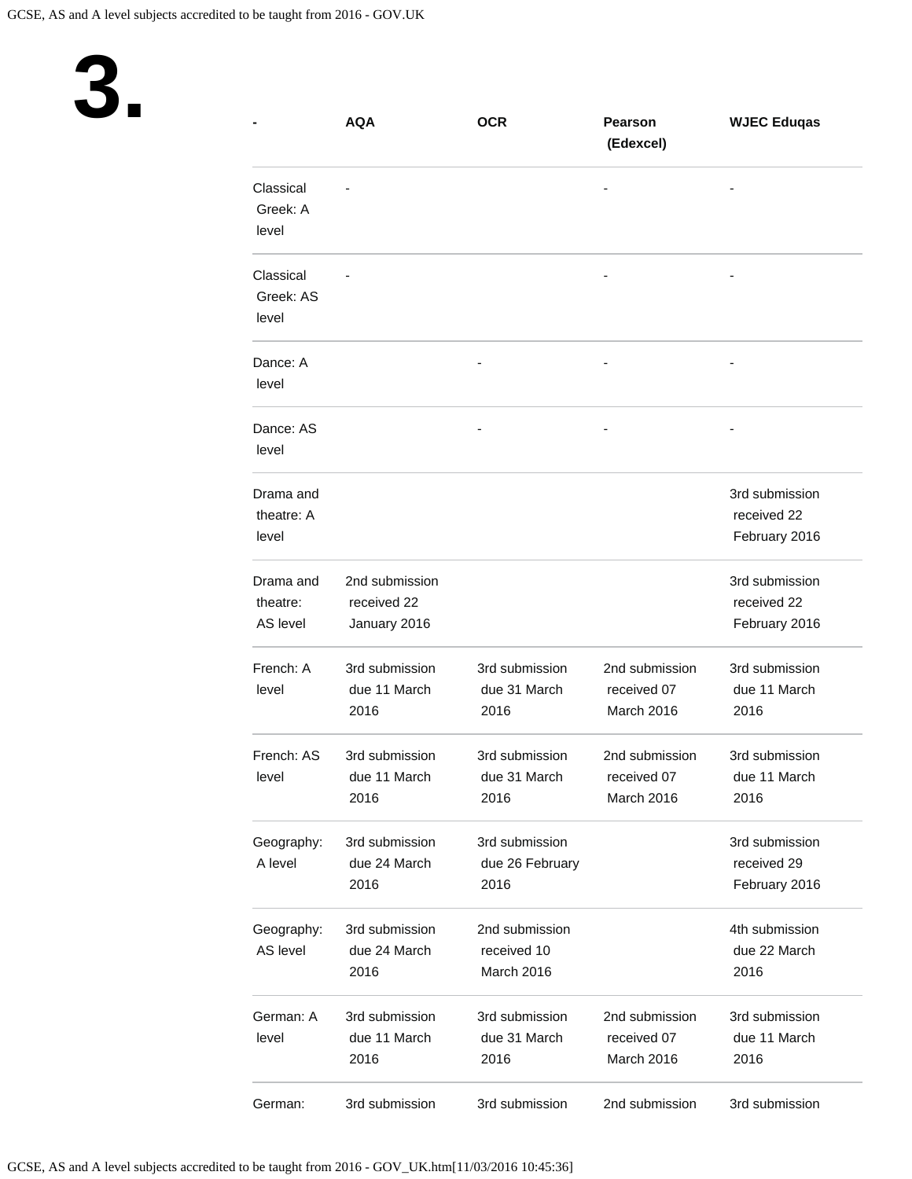# 3.

| - | AQA | OCR | Pearson (Edexcel) | WJEC Eduqas |
|---|---|---|---|---|
| Classical Greek: A level | - | | - | - |
| Classical Greek: AS level | - | | - | - |
| Dance: A level | | - | - | - |
| Dance: AS level | | - | - | - |
| Drama and theatre: A level | | | | 3rd submission received 22 February 2016 |
| Drama and theatre: AS level | 2nd submission received 22 January 2016 | | | 3rd submission received 22 February 2016 |
| French: A level | 3rd submission due 11 March 2016 | 3rd submission due 31 March 2016 | 2nd submission received 07 March 2016 | 3rd submission due 11 March 2016 |
| French: AS level | 3rd submission due 11 March 2016 | 3rd submission due 31 March 2016 | 2nd submission received 07 March 2016 | 3rd submission due 11 March 2016 |
| Geography: A level | 3rd submission due 24 March 2016 | 3rd submission due 26 February 2016 | | 3rd submission received 29 February 2016 |
| Geography: AS level | 3rd submission due 24 March 2016 | 2nd submission received 10 March 2016 | | 4th submission due 22 March 2016 |
| German: A level | 3rd submission due 11 March 2016 | 3rd submission due 31 March 2016 | 2nd submission received 07 March 2016 | 3rd submission due 11 March 2016 |
| German: | 3rd submission | 3rd submission | 2nd submission | 3rd submission |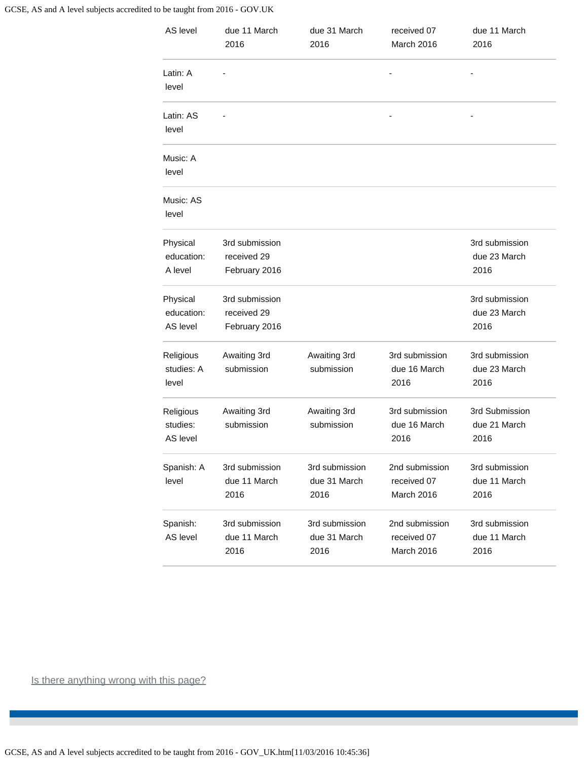| | | | | |
|---|---|---|---|---|
| AS level | due 11 March 2016 | due 31 March 2016 | received 07 March 2016 | due 11 March 2016 |
| Latin: A level | - | | - | - |
| Latin: AS level | - | | - | - |
| Music: A level | | | | |
| Music: AS level | | | | |
| Physical education: A level | 3rd submission received 29 February 2016 | | | 3rd submission due 23 March 2016 |
| Physical education: AS level | 3rd submission received 29 February 2016 | | | 3rd submission due 23 March 2016 |
| Religious studies: A level | Awaiting 3rd submission | Awaiting 3rd submission | 3rd submission due 16 March 2016 | 3rd submission due 23 March 2016 |
| Religious studies: AS level | Awaiting 3rd submission | Awaiting 3rd submission | 3rd submission due 16 March 2016 | 3rd Submission due 21 March 2016 |
| Spanish: A level | 3rd submission due 11 March 2016 | 3rd submission due 31 March 2016 | 2nd submission received 07 March 2016 | 3rd submission due 11 March 2016 |
| Spanish: AS level | 3rd submission due 11 March 2016 | 3rd submission due 31 March 2016 | 2nd submission received 07 March 2016 | 3rd submission due 11 March 2016 |

Is there anything wrong with this page?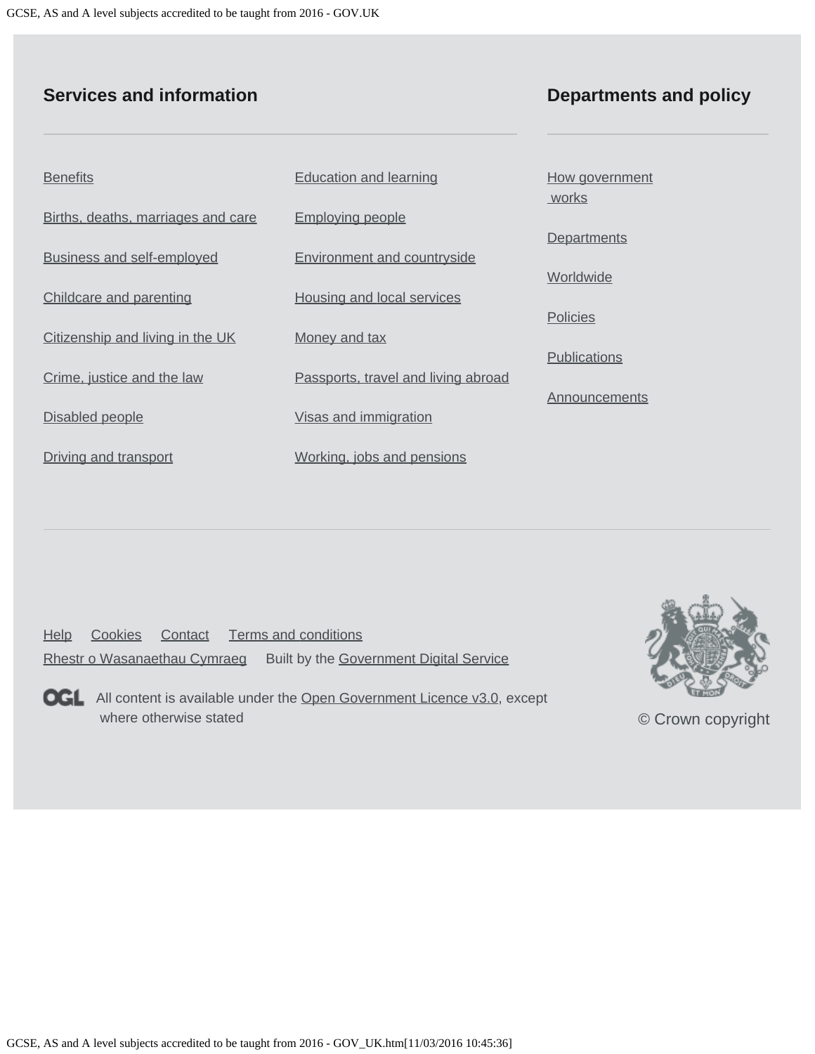## Services and information

- Benefits
- Births, deaths, marriages and care
- Business and self-employed
- Childcare and parenting
- Citizenship and living in the UK
- Crime, justice and the law
- Disabled people
- Driving and transport
- Education and learning
- Employing people
- Environment and countryside
- Housing and local services
- Money and tax
- Passports, travel and living abroad
- Visas and immigration
- Working, jobs and pensions

## Departments and policy

- How government works
- Departments
- Worldwide
- Policies
- Publications
- Announcements

Help Cookies Contact Terms and conditions

Rhestr o Wasanaethau Cymraeg Built by the Government Digital Service

OGL All content is available under the Open Government Licence v3.0, except where otherwise stated

© Crown copyright